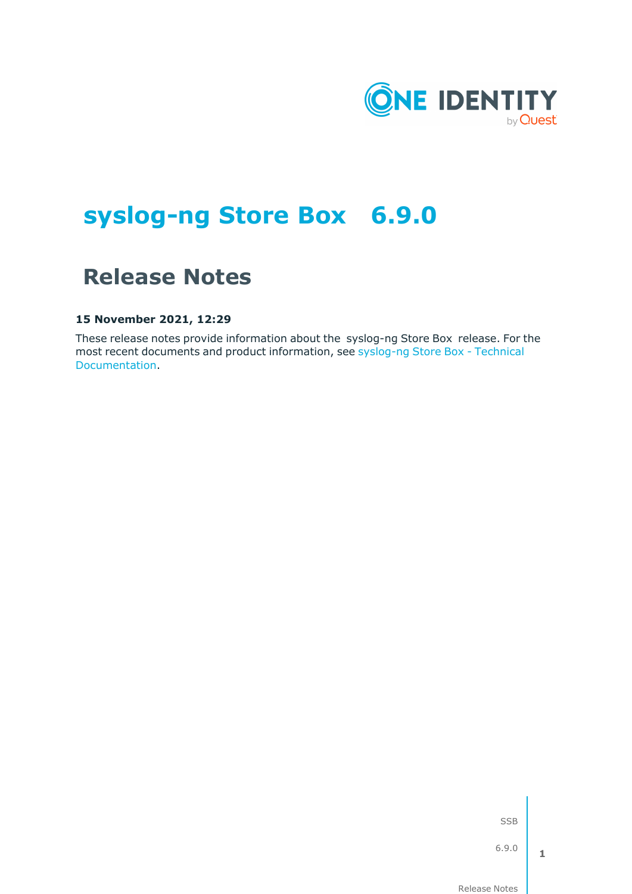# syslog-ng Store Box 6.9.0

## Release Notes

**15 November 2021, 12:29**

These release notes provide information about the syslog-ng Store Box release. For the most recent documents and product information, see syslog-ng Store Box - Technical Documentation.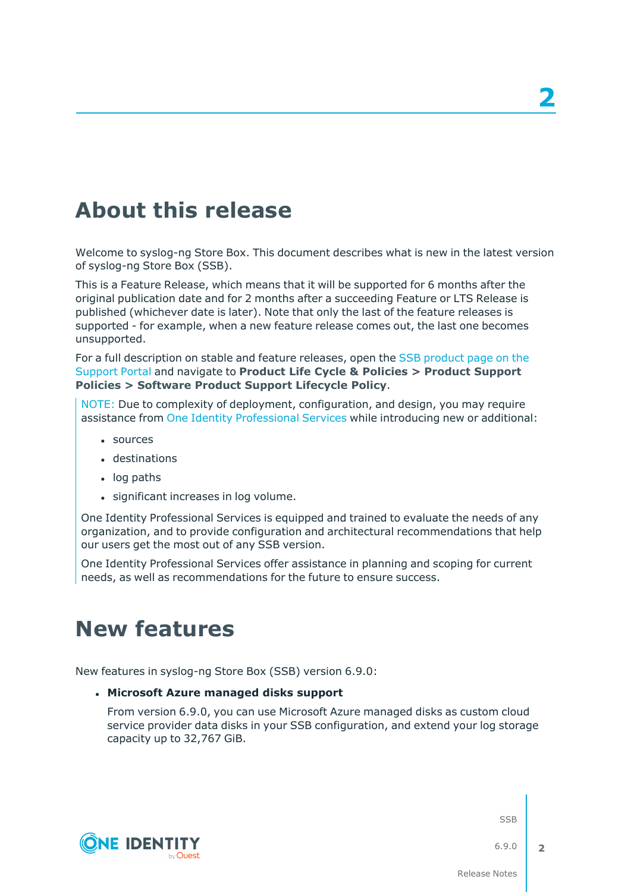# About this release

Welcome to syslog-ng Store Box. This document describes what is new in the latest version of syslog-ng Store Box (SSB).

This is a Feature Release, which means that it will be supported for 6 months after the original publication date and for 2 months after a succeeding Feature or LTS Release is published (whichever date is later). Note that only the last of the feature releases is supported - for example, when a new feature release comes out, the last one becomes unsupported.

For a full description on stable and feature releases, open the SSB product page on the Support Portal and navigate to **Product Life Cycle & Policies > Product Support Policies > Software Product Support Lifecycle Policy**.

NOTE: Due to complexity of deployment, configuration, and design, you may require assistance from One Identity Professional Services while introducing new or additional:

- sources
- destinations
- log paths
- significant increases in log volume.

One Identity Professional Services is equipped and trained to evaluate the needs of any organization, and to provide configuration and architectural recommendations that help our users get the most out of any SSB version.

One Identity Professional Services offer assistance in planning and scoping for current needs, as well as recommendations for the future to ensure success.

# New features

New features in syslog-ng Store Box (SSB) version 6.9.0:

- **Microsoft Azure managed disks support**

  From version 6.9.0, you can use Microsoft Azure managed disks as custom cloud service provider data disks in your SSB configuration, and extend your log storage capacity up to 32,767 GiB.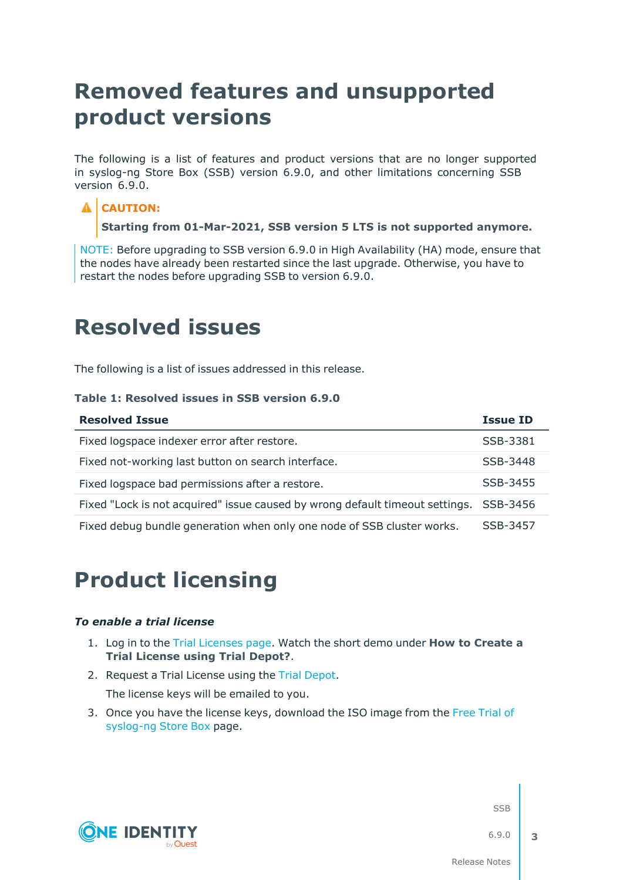# Removed features and unsupported product versions

The following is a list of features and product versions that are no longer supported in syslog-ng Store Box (SSB) version 6.9.0, and other limitations concerning SSB version 6.9.0.

> **CAUTION:**
>
> **Starting from 01-Mar-2021, SSB version 5 LTS is not supported anymore.**

NOTE: Before upgrading to SSB version 6.9.0 in High Availability (HA) mode, ensure that the nodes have already been restarted since the last upgrade. Otherwise, you have to restart the nodes before upgrading SSB to version 6.9.0.

# Resolved issues

The following is a list of issues addressed in this release.

**Table 1: Resolved issues in SSB version 6.9.0**

| Resolved Issue | Issue ID |
| --- | --- |
| Fixed logspace indexer error after restore. | SSB-3381 |
| Fixed not-working last button on search interface. | SSB-3448 |
| Fixed logspace bad permissions after a restore. | SSB-3455 |
| Fixed "Lock is not acquired" issue caused by wrong default timeout settings. | SSB-3456 |
| Fixed debug bundle generation when only one node of SSB cluster works. | SSB-3457 |

# Product licensing

***To enable a trial license***

1. Log in to the Trial Licenses page. Watch the short demo under **How to Create a Trial License using Trial Depot?**.
2. Request a Trial License using the Trial Depot.

   The license keys will be emailed to you.
3. Once you have the license keys, download the ISO image from the Free Trial of syslog-ng Store Box page.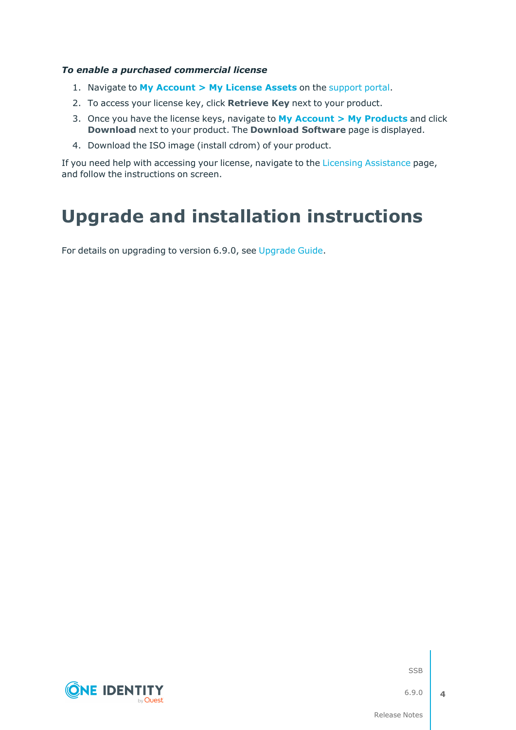***To enable a purchased commercial license***

1. Navigate to **My Account > My License Assets** on the support portal.
2. To access your license key, click **Retrieve Key** next to your product.
3. Once you have the license keys, navigate to **My Account > My Products** and click **Download** next to your product. The **Download Software** page is displayed.
4. Download the ISO image (install cdrom) of your product.

If you need help with accessing your license, navigate to the Licensing Assistance page, and follow the instructions on screen.

# Upgrade and installation instructions

For details on upgrading to version 6.9.0, see Upgrade Guide.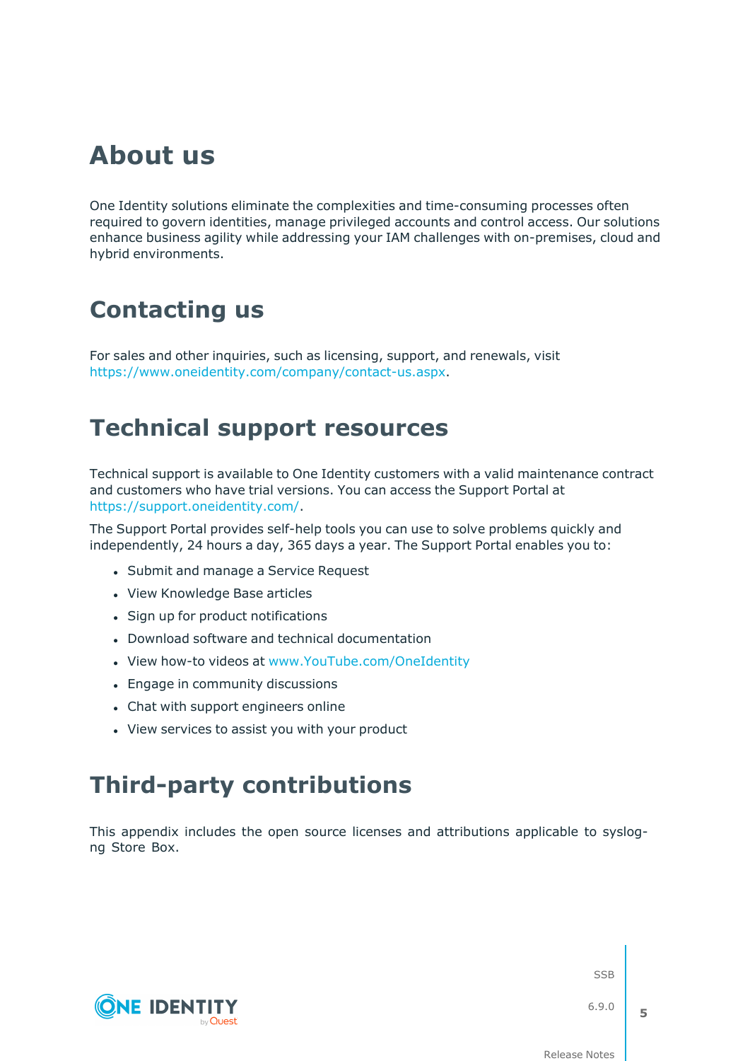# About us

One Identity solutions eliminate the complexities and time-consuming processes often required to govern identities, manage privileged accounts and control access. Our solutions enhance business agility while addressing your IAM challenges with on-premises, cloud and hybrid environments.

# Contacting us

For sales and other inquiries, such as licensing, support, and renewals, visit https://www.oneidentity.com/company/contact-us.aspx.

# Technical support resources

Technical support is available to One Identity customers with a valid maintenance contract and customers who have trial versions. You can access the Support Portal at https://support.oneidentity.com/.

The Support Portal provides self-help tools you can use to solve problems quickly and independently, 24 hours a day, 365 days a year. The Support Portal enables you to:

- Submit and manage a Service Request
- View Knowledge Base articles
- Sign up for product notifications
- Download software and technical documentation
- View how-to videos at www.YouTube.com/OneIdentity
- Engage in community discussions
- Chat with support engineers online
- View services to assist you with your product

# Third-party contributions

This appendix includes the open source licenses and attributions applicable to syslog-ng Store Box.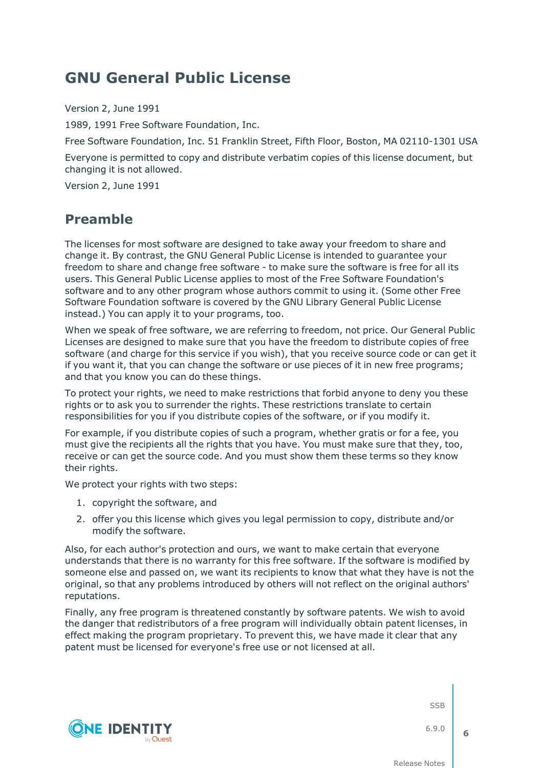## GNU General Public License

Version 2, June 1991

1989, 1991 Free Software Foundation, Inc.

Free Software Foundation, Inc. 51 Franklin Street, Fifth Floor, Boston, MA 02110-1301 USA

Everyone is permitted to copy and distribute verbatim copies of this license document, but changing it is not allowed.

Version 2, June 1991

### Preamble

The licenses for most software are designed to take away your freedom to share and change it. By contrast, the GNU General Public License is intended to guarantee your freedom to share and change free software - to make sure the software is free for all its users. This General Public License applies to most of the Free Software Foundation's software and to any other program whose authors commit to using it. (Some other Free Software Foundation software is covered by the GNU Library General Public License instead.) You can apply it to your programs, too.

When we speak of free software, we are referring to freedom, not price. Our General Public Licenses are designed to make sure that you have the freedom to distribute copies of free software (and charge for this service if you wish), that you receive source code or can get it if you want it, that you can change the software or use pieces of it in new free programs; and that you know you can do these things.

To protect your rights, we need to make restrictions that forbid anyone to deny you these rights or to ask you to surrender the rights. These restrictions translate to certain responsibilities for you if you distribute copies of the software, or if you modify it.

For example, if you distribute copies of such a program, whether gratis or for a fee, you must give the recipients all the rights that you have. You must make sure that they, too, receive or can get the source code. And you must show them these terms so they know their rights.

We protect your rights with two steps:

1. copyright the software, and
2. offer you this license which gives you legal permission to copy, distribute and/or modify the software.

Also, for each author's protection and ours, we want to make certain that everyone understands that there is no warranty for this free software. If the software is modified by someone else and passed on, we want its recipients to know that what they have is not the original, so that any problems introduced by others will not reflect on the original authors' reputations.

Finally, any free program is threatened constantly by software patents. We wish to avoid the danger that redistributors of a free program will individually obtain patent licenses, in effect making the program proprietary. To prevent this, we have made it clear that any patent must be licensed for everyone's free use or not licensed at all.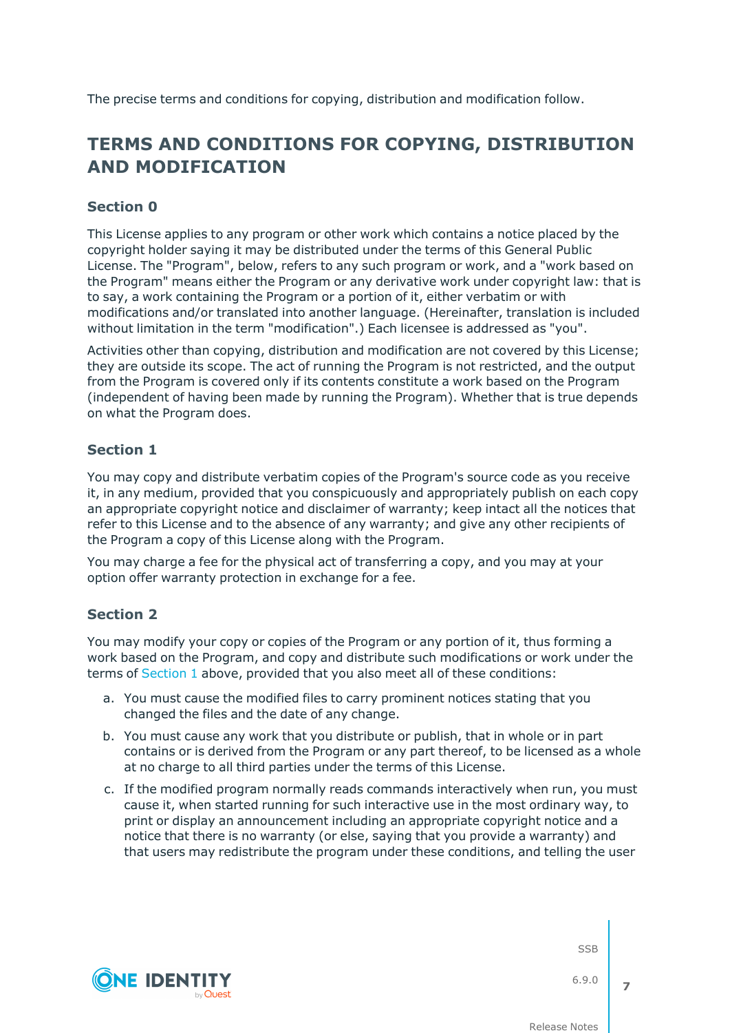The precise terms and conditions for copying, distribution and modification follow.

## TERMS AND CONDITIONS FOR COPYING, DISTRIBUTION AND MODIFICATION

### Section 0

This License applies to any program or other work which contains a notice placed by the copyright holder saying it may be distributed under the terms of this General Public License. The "Program", below, refers to any such program or work, and a "work based on the Program" means either the Program or any derivative work under copyright law: that is to say, a work containing the Program or a portion of it, either verbatim or with modifications and/or translated into another language. (Hereinafter, translation is included without limitation in the term "modification".) Each licensee is addressed as "you".

Activities other than copying, distribution and modification are not covered by this License; they are outside its scope. The act of running the Program is not restricted, and the output from the Program is covered only if its contents constitute a work based on the Program (independent of having been made by running the Program). Whether that is true depends on what the Program does.

### Section 1

You may copy and distribute verbatim copies of the Program's source code as you receive it, in any medium, provided that you conspicuously and appropriately publish on each copy an appropriate copyright notice and disclaimer of warranty; keep intact all the notices that refer to this License and to the absence of any warranty; and give any other recipients of the Program a copy of this License along with the Program.

You may charge a fee for the physical act of transferring a copy, and you may at your option offer warranty protection in exchange for a fee.

### Section 2

You may modify your copy or copies of the Program or any portion of it, thus forming a work based on the Program, and copy and distribute such modifications or work under the terms of Section 1 above, provided that you also meet all of these conditions:

a. You must cause the modified files to carry prominent notices stating that you changed the files and the date of any change.

b. You must cause any work that you distribute or publish, that in whole or in part contains or is derived from the Program or any part thereof, to be licensed as a whole at no charge to all third parties under the terms of this License.

c. If the modified program normally reads commands interactively when run, you must cause it, when started running for such interactive use in the most ordinary way, to print or display an announcement including an appropriate copyright notice and a notice that there is no warranty (or else, saying that you provide a warranty) and that users may redistribute the program under these conditions, and telling the user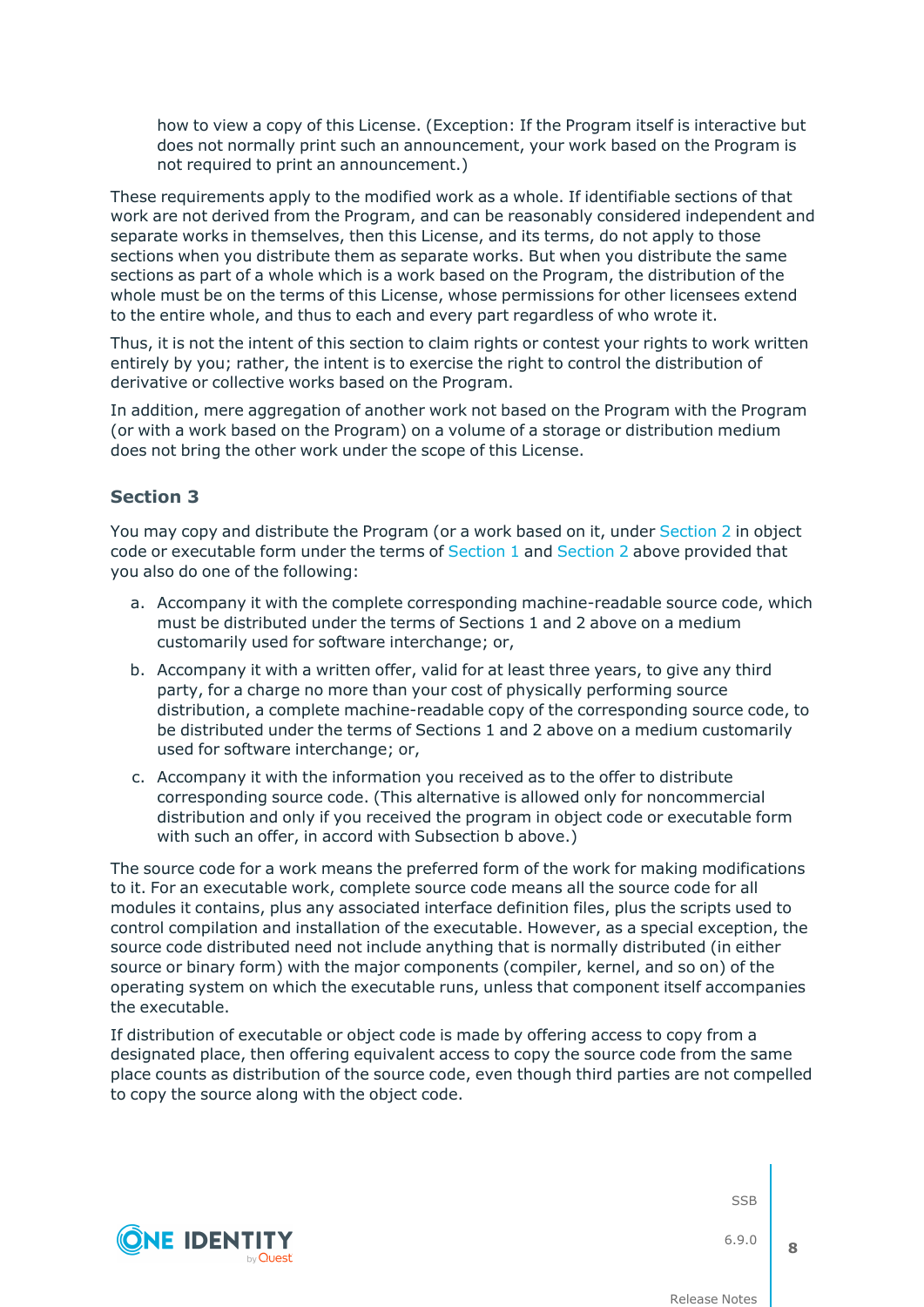how to view a copy of this License. (Exception: If the Program itself is interactive but does not normally print such an announcement, your work based on the Program is not required to print an announcement.)

These requirements apply to the modified work as a whole. If identifiable sections of that work are not derived from the Program, and can be reasonably considered independent and separate works in themselves, then this License, and its terms, do not apply to those sections when you distribute them as separate works. But when you distribute the same sections as part of a whole which is a work based on the Program, the distribution of the whole must be on the terms of this License, whose permissions for other licensees extend to the entire whole, and thus to each and every part regardless of who wrote it.

Thus, it is not the intent of this section to claim rights or contest your rights to work written entirely by you; rather, the intent is to exercise the right to control the distribution of derivative or collective works based on the Program.

In addition, mere aggregation of another work not based on the Program with the Program (or with a work based on the Program) on a volume of a storage or distribution medium does not bring the other work under the scope of this License.

### Section 3

You may copy and distribute the Program (or a work based on it, under Section 2 in object code or executable form under the terms of Section 1 and Section 2 above provided that you also do one of the following:

a. Accompany it with the complete corresponding machine-readable source code, which must be distributed under the terms of Sections 1 and 2 above on a medium customarily used for software interchange; or,

b. Accompany it with a written offer, valid for at least three years, to give any third party, for a charge no more than your cost of physically performing source distribution, a complete machine-readable copy of the corresponding source code, to be distributed under the terms of Sections 1 and 2 above on a medium customarily used for software interchange; or,

c. Accompany it with the information you received as to the offer to distribute corresponding source code. (This alternative is allowed only for noncommercial distribution and only if you received the program in object code or executable form with such an offer, in accord with Subsection b above.)

The source code for a work means the preferred form of the work for making modifications to it. For an executable work, complete source code means all the source code for all modules it contains, plus any associated interface definition files, plus the scripts used to control compilation and installation of the executable. However, as a special exception, the source code distributed need not include anything that is normally distributed (in either source or binary form) with the major components (compiler, kernel, and so on) of the operating system on which the executable runs, unless that component itself accompanies the executable.

If distribution of executable or object code is made by offering access to copy from a designated place, then offering equivalent access to copy the source code from the same place counts as distribution of the source code, even though third parties are not compelled to copy the source along with the object code.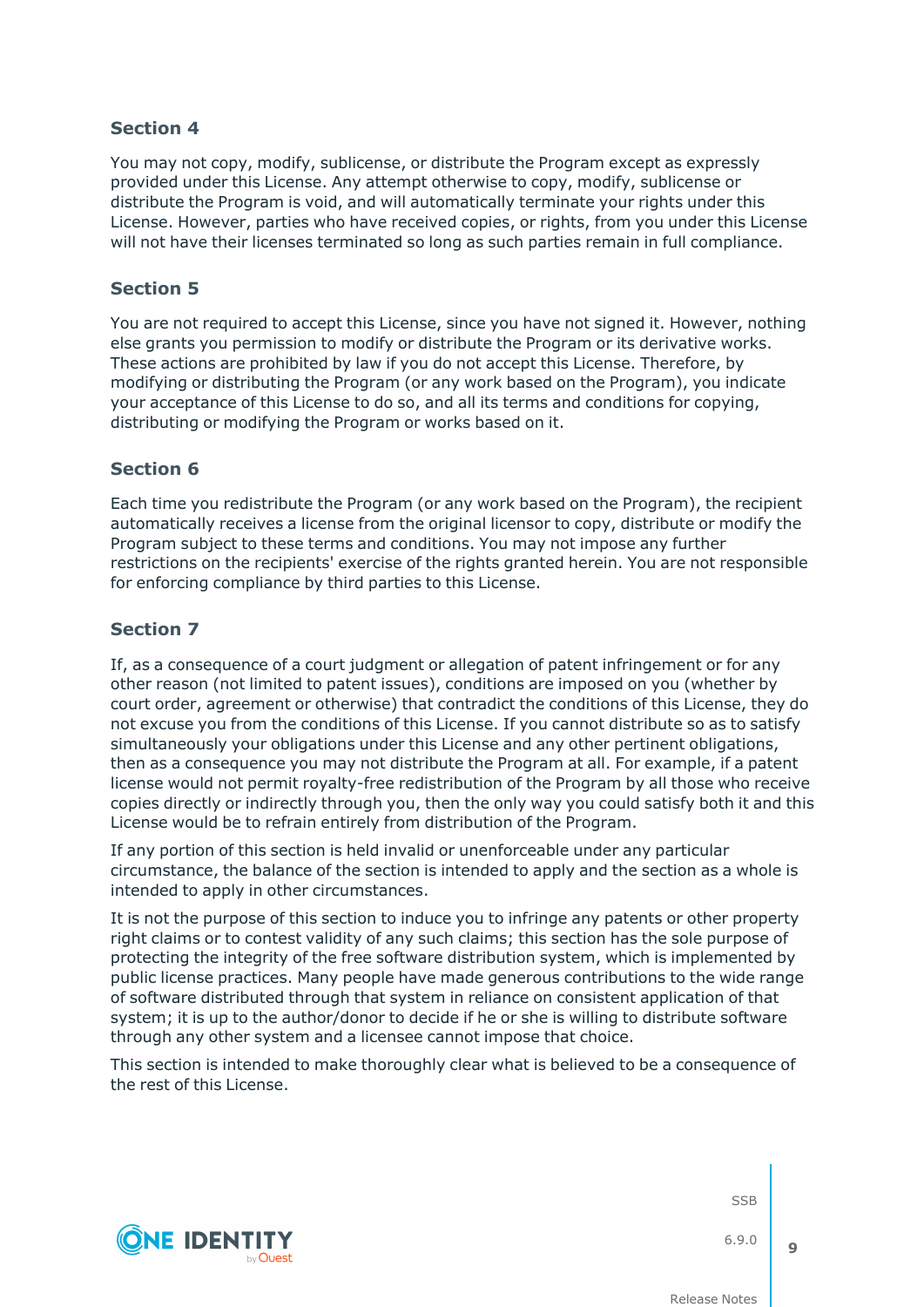### Section 4

You may not copy, modify, sublicense, or distribute the Program except as expressly provided under this License. Any attempt otherwise to copy, modify, sublicense or distribute the Program is void, and will automatically terminate your rights under this License. However, parties who have received copies, or rights, from you under this License will not have their licenses terminated so long as such parties remain in full compliance.

### Section 5

You are not required to accept this License, since you have not signed it. However, nothing else grants you permission to modify or distribute the Program or its derivative works. These actions are prohibited by law if you do not accept this License. Therefore, by modifying or distributing the Program (or any work based on the Program), you indicate your acceptance of this License to do so, and all its terms and conditions for copying, distributing or modifying the Program or works based on it.

### Section 6

Each time you redistribute the Program (or any work based on the Program), the recipient automatically receives a license from the original licensor to copy, distribute or modify the Program subject to these terms and conditions. You may not impose any further restrictions on the recipients' exercise of the rights granted herein. You are not responsible for enforcing compliance by third parties to this License.

### Section 7

If, as a consequence of a court judgment or allegation of patent infringement or for any other reason (not limited to patent issues), conditions are imposed on you (whether by court order, agreement or otherwise) that contradict the conditions of this License, they do not excuse you from the conditions of this License. If you cannot distribute so as to satisfy simultaneously your obligations under this License and any other pertinent obligations, then as a consequence you may not distribute the Program at all. For example, if a patent license would not permit royalty-free redistribution of the Program by all those who receive copies directly or indirectly through you, then the only way you could satisfy both it and this License would be to refrain entirely from distribution of the Program.

If any portion of this section is held invalid or unenforceable under any particular circumstance, the balance of the section is intended to apply and the section as a whole is intended to apply in other circumstances.

It is not the purpose of this section to induce you to infringe any patents or other property right claims or to contest validity of any such claims; this section has the sole purpose of protecting the integrity of the free software distribution system, which is implemented by public license practices. Many people have made generous contributions to the wide range of software distributed through that system in reliance on consistent application of that system; it is up to the author/donor to decide if he or she is willing to distribute software through any other system and a licensee cannot impose that choice.

This section is intended to make thoroughly clear what is believed to be a consequence of the rest of this License.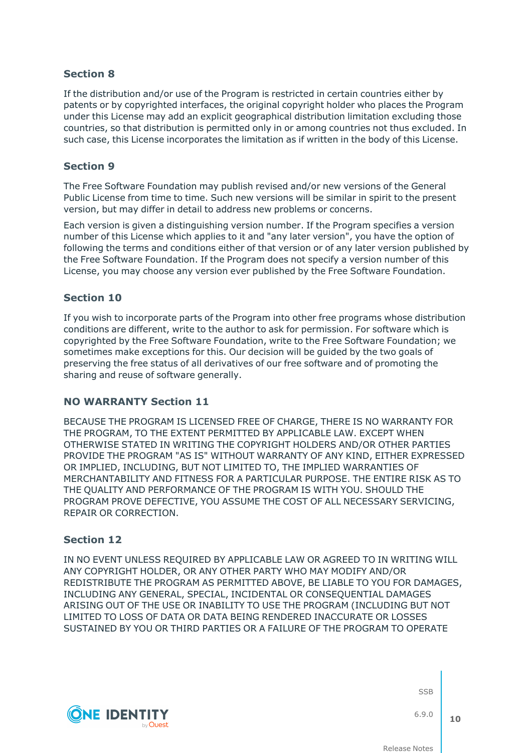### Section 8

If the distribution and/or use of the Program is restricted in certain countries either by patents or by copyrighted interfaces, the original copyright holder who places the Program under this License may add an explicit geographical distribution limitation excluding those countries, so that distribution is permitted only in or among countries not thus excluded. In such case, this License incorporates the limitation as if written in the body of this License.

### Section 9

The Free Software Foundation may publish revised and/or new versions of the General Public License from time to time. Such new versions will be similar in spirit to the present version, but may differ in detail to address new problems or concerns.

Each version is given a distinguishing version number. If the Program specifies a version number of this License which applies to it and "any later version", you have the option of following the terms and conditions either of that version or of any later version published by the Free Software Foundation. If the Program does not specify a version number of this License, you may choose any version ever published by the Free Software Foundation.

### Section 10

If you wish to incorporate parts of the Program into other free programs whose distribution conditions are different, write to the author to ask for permission. For software which is copyrighted by the Free Software Foundation, write to the Free Software Foundation; we sometimes make exceptions for this. Our decision will be guided by the two goals of preserving the free status of all derivatives of our free software and of promoting the sharing and reuse of software generally.

### NO WARRANTY Section 11

BECAUSE THE PROGRAM IS LICENSED FREE OF CHARGE, THERE IS NO WARRANTY FOR THE PROGRAM, TO THE EXTENT PERMITTED BY APPLICABLE LAW. EXCEPT WHEN OTHERWISE STATED IN WRITING THE COPYRIGHT HOLDERS AND/OR OTHER PARTIES PROVIDE THE PROGRAM "AS IS" WITHOUT WARRANTY OF ANY KIND, EITHER EXPRESSED OR IMPLIED, INCLUDING, BUT NOT LIMITED TO, THE IMPLIED WARRANTIES OF MERCHANTABILITY AND FITNESS FOR A PARTICULAR PURPOSE. THE ENTIRE RISK AS TO THE QUALITY AND PERFORMANCE OF THE PROGRAM IS WITH YOU. SHOULD THE PROGRAM PROVE DEFECTIVE, YOU ASSUME THE COST OF ALL NECESSARY SERVICING, REPAIR OR CORRECTION.

### Section 12

IN NO EVENT UNLESS REQUIRED BY APPLICABLE LAW OR AGREED TO IN WRITING WILL ANY COPYRIGHT HOLDER, OR ANY OTHER PARTY WHO MAY MODIFY AND/OR REDISTRIBUTE THE PROGRAM AS PERMITTED ABOVE, BE LIABLE TO YOU FOR DAMAGES, INCLUDING ANY GENERAL, SPECIAL, INCIDENTAL OR CONSEQUENTIAL DAMAGES ARISING OUT OF THE USE OR INABILITY TO USE THE PROGRAM (INCLUDING BUT NOT LIMITED TO LOSS OF DATA OR DATA BEING RENDERED INACCURATE OR LOSSES SUSTAINED BY YOU OR THIRD PARTIES OR A FAILURE OF THE PROGRAM TO OPERATE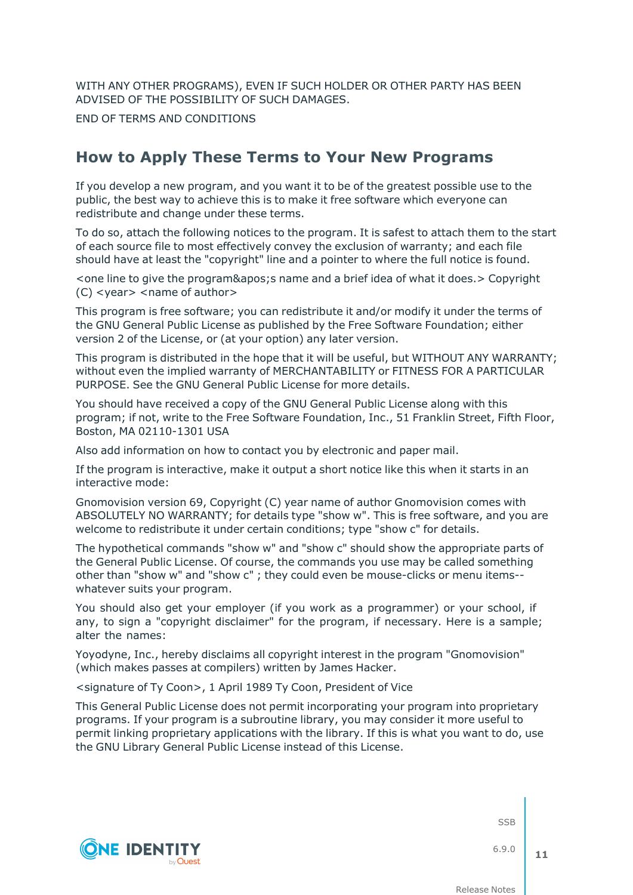WITH ANY OTHER PROGRAMS), EVEN IF SUCH HOLDER OR OTHER PARTY HAS BEEN ADVISED OF THE POSSIBILITY OF SUCH DAMAGES.

END OF TERMS AND CONDITIONS

## How to Apply These Terms to Your New Programs

If you develop a new program, and you want it to be of the greatest possible use to the public, the best way to achieve this is to make it free software which everyone can redistribute and change under these terms.

To do so, attach the following notices to the program. It is safest to attach them to the start of each source file to most effectively convey the exclusion of warranty; and each file should have at least the "copyright" line and a pointer to where the full notice is found.

<one line to give the program&apos;s name and a brief idea of what it does.> Copyright (C) <year> <name of author>

This program is free software; you can redistribute it and/or modify it under the terms of the GNU General Public License as published by the Free Software Foundation; either version 2 of the License, or (at your option) any later version.

This program is distributed in the hope that it will be useful, but WITHOUT ANY WARRANTY; without even the implied warranty of MERCHANTABILITY or FITNESS FOR A PARTICULAR PURPOSE. See the GNU General Public License for more details.

You should have received a copy of the GNU General Public License along with this program; if not, write to the Free Software Foundation, Inc., 51 Franklin Street, Fifth Floor, Boston, MA 02110-1301 USA

Also add information on how to contact you by electronic and paper mail.

If the program is interactive, make it output a short notice like this when it starts in an interactive mode:

Gnomovision version 69, Copyright (C) year name of author Gnomovision comes with ABSOLUTELY NO WARRANTY; for details type "show w". This is free software, and you are welcome to redistribute it under certain conditions; type "show c" for details.

The hypothetical commands "show w" and "show c" should show the appropriate parts of the General Public License. Of course, the commands you use may be called something other than "show w" and "show c" ; they could even be mouse-clicks or menu items--whatever suits your program.

You should also get your employer (if you work as a programmer) or your school, if any, to sign a "copyright disclaimer" for the program, if necessary. Here is a sample; alter the names:

Yoyodyne, Inc., hereby disclaims all copyright interest in the program "Gnomovision" (which makes passes at compilers) written by James Hacker.

<signature of Ty Coon>, 1 April 1989 Ty Coon, President of Vice

This General Public License does not permit incorporating your program into proprietary programs. If your program is a subroutine library, you may consider it more useful to permit linking proprietary applications with the library. If this is what you want to do, use the GNU Library General Public License instead of this License.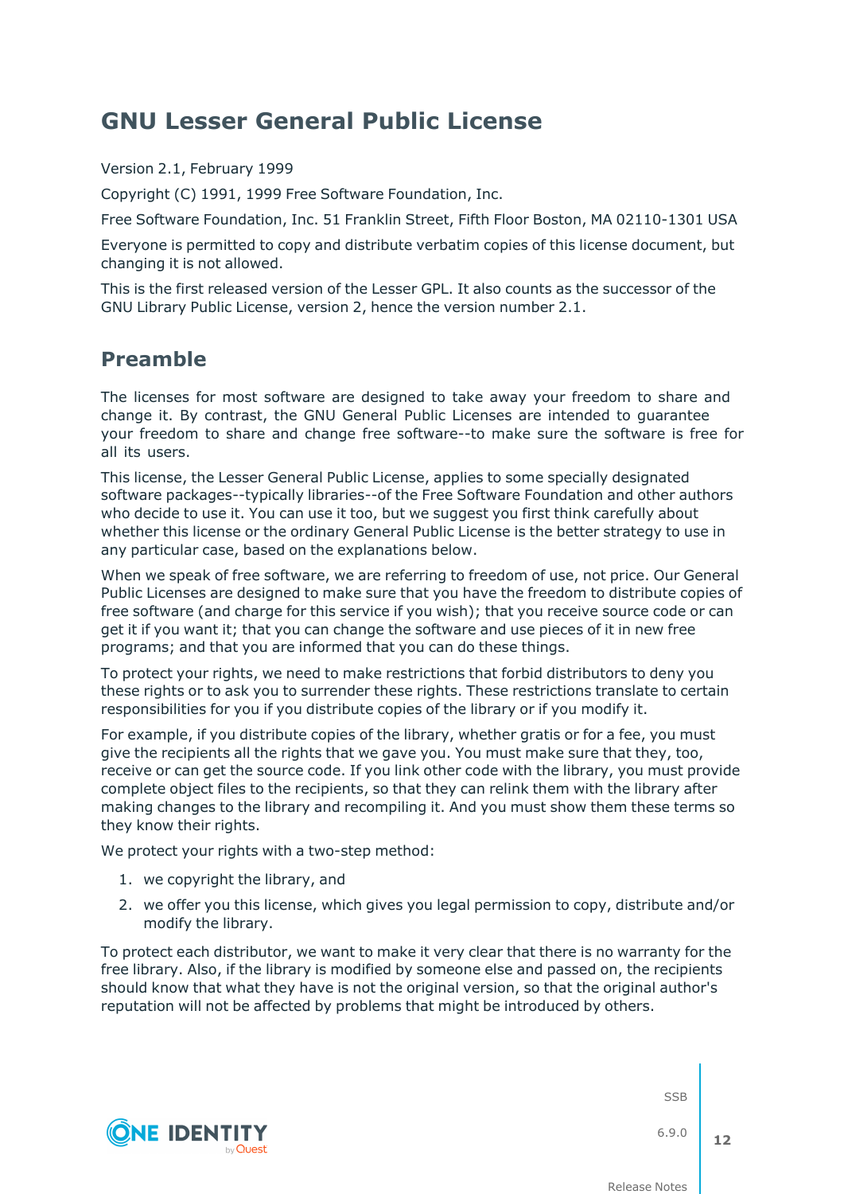# GNU Lesser General Public License

Version 2.1, February 1999

Copyright (C) 1991, 1999 Free Software Foundation, Inc.

Free Software Foundation, Inc. 51 Franklin Street, Fifth Floor Boston, MA 02110-1301 USA

Everyone is permitted to copy and distribute verbatim copies of this license document, but changing it is not allowed.

This is the first released version of the Lesser GPL. It also counts as the successor of the GNU Library Public License, version 2, hence the version number 2.1.

## Preamble

The licenses for most software are designed to take away your freedom to share and change it. By contrast, the GNU General Public Licenses are intended to guarantee your freedom to share and change free software--to make sure the software is free for all its users.

This license, the Lesser General Public License, applies to some specially designated software packages--typically libraries--of the Free Software Foundation and other authors who decide to use it. You can use it too, but we suggest you first think carefully about whether this license or the ordinary General Public License is the better strategy to use in any particular case, based on the explanations below.

When we speak of free software, we are referring to freedom of use, not price. Our General Public Licenses are designed to make sure that you have the freedom to distribute copies of free software (and charge for this service if you wish); that you receive source code or can get it if you want it; that you can change the software and use pieces of it in new free programs; and that you are informed that you can do these things.

To protect your rights, we need to make restrictions that forbid distributors to deny you these rights or to ask you to surrender these rights. These restrictions translate to certain responsibilities for you if you distribute copies of the library or if you modify it.

For example, if you distribute copies of the library, whether gratis or for a fee, you must give the recipients all the rights that we gave you. You must make sure that they, too, receive or can get the source code. If you link other code with the library, you must provide complete object files to the recipients, so that they can relink them with the library after making changes to the library and recompiling it. And you must show them these terms so they know their rights.

We protect your rights with a two-step method:

1. we copyright the library, and
2. we offer you this license, which gives you legal permission to copy, distribute and/or modify the library.

To protect each distributor, we want to make it very clear that there is no warranty for the free library. Also, if the library is modified by someone else and passed on, the recipients should know that what they have is not the original version, so that the original author's reputation will not be affected by problems that might be introduced by others.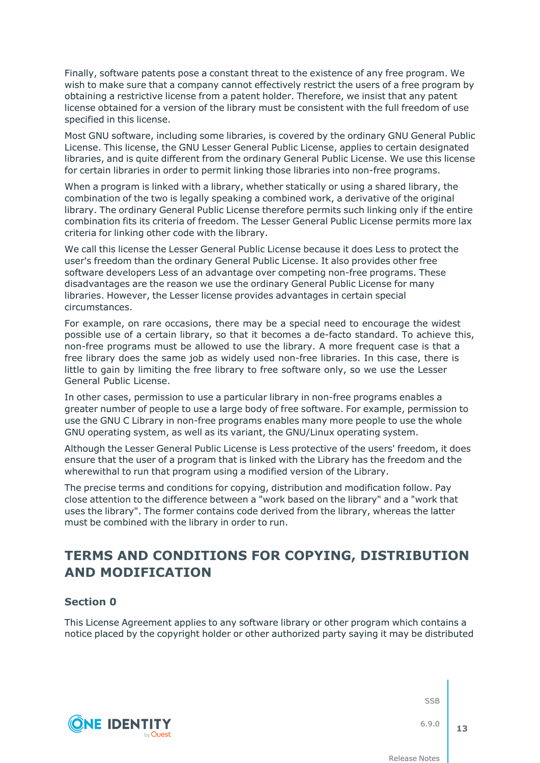Finally, software patents pose a constant threat to the existence of any free program. We wish to make sure that a company cannot effectively restrict the users of a free program by obtaining a restrictive license from a patent holder. Therefore, we insist that any patent license obtained for a version of the library must be consistent with the full freedom of use specified in this license.

Most GNU software, including some libraries, is covered by the ordinary GNU General Public License. This license, the GNU Lesser General Public License, applies to certain designated libraries, and is quite different from the ordinary General Public License. We use this license for certain libraries in order to permit linking those libraries into non-free programs.

When a program is linked with a library, whether statically or using a shared library, the combination of the two is legally speaking a combined work, a derivative of the original library. The ordinary General Public License therefore permits such linking only if the entire combination fits its criteria of freedom. The Lesser General Public License permits more lax criteria for linking other code with the library.

We call this license the Lesser General Public License because it does Less to protect the user's freedom than the ordinary General Public License. It also provides other free software developers Less of an advantage over competing non-free programs. These disadvantages are the reason we use the ordinary General Public License for many libraries. However, the Lesser license provides advantages in certain special circumstances.

For example, on rare occasions, there may be a special need to encourage the widest possible use of a certain library, so that it becomes a de-facto standard. To achieve this, non-free programs must be allowed to use the library. A more frequent case is that a free library does the same job as widely used non-free libraries. In this case, there is little to gain by limiting the free library to free software only, so we use the Lesser General Public License.

In other cases, permission to use a particular library in non-free programs enables a greater number of people to use a large body of free software. For example, permission to use the GNU C Library in non-free programs enables many more people to use the whole GNU operating system, as well as its variant, the GNU/Linux operating system.

Although the Lesser General Public License is Less protective of the users' freedom, it does ensure that the user of a program that is linked with the Library has the freedom and the wherewithal to run that program using a modified version of the Library.

The precise terms and conditions for copying, distribution and modification follow. Pay close attention to the difference between a "work based on the library" and a "work that uses the library". The former contains code derived from the library, whereas the latter must be combined with the library in order to run.

## TERMS AND CONDITIONS FOR COPYING, DISTRIBUTION AND MODIFICATION

### Section 0

This License Agreement applies to any software library or other program which contains a notice placed by the copyright holder or other authorized party saying it may be distributed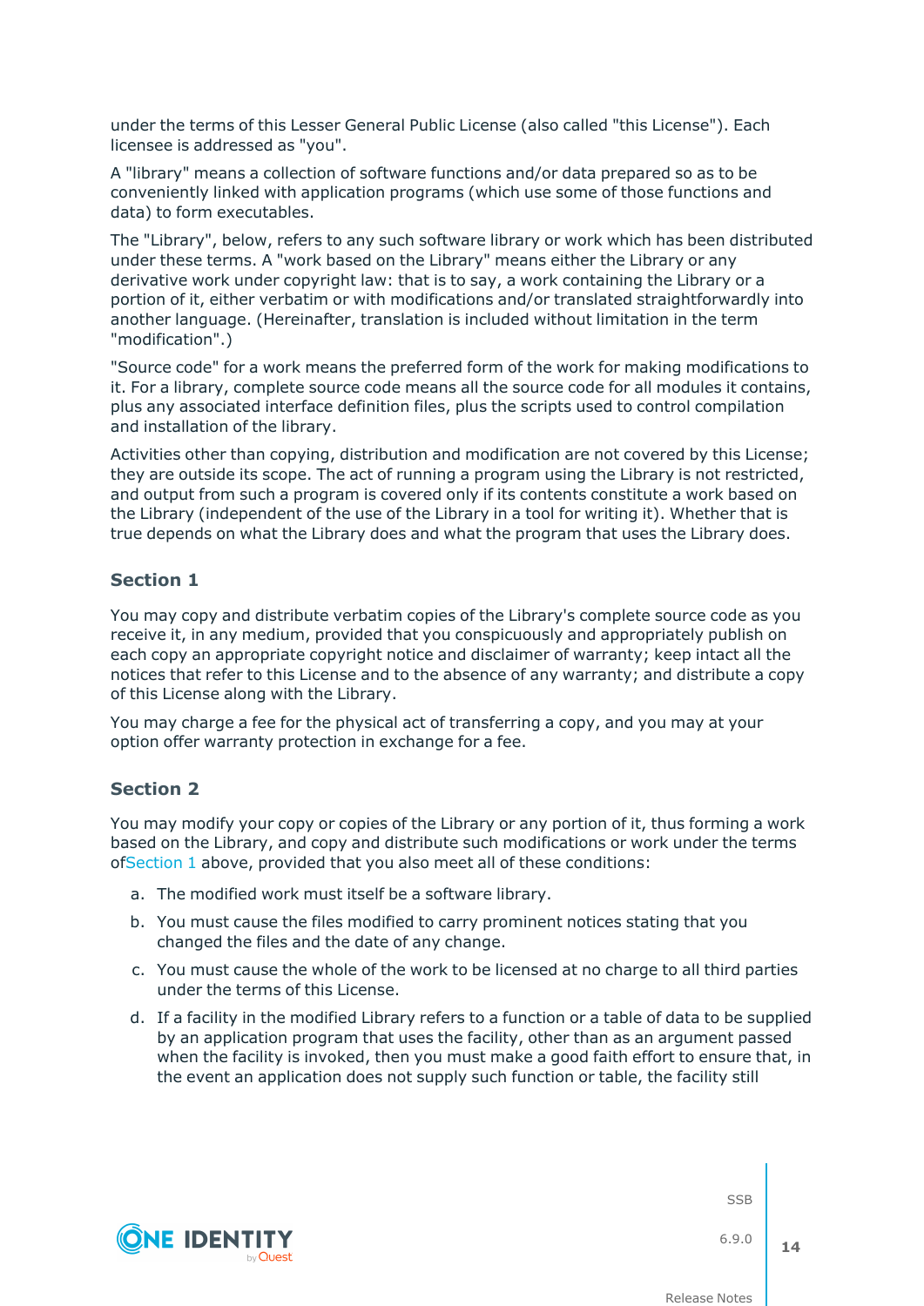under the terms of this Lesser General Public License (also called "this License"). Each licensee is addressed as "you".

A "library" means a collection of software functions and/or data prepared so as to be conveniently linked with application programs (which use some of those functions and data) to form executables.

The "Library", below, refers to any such software library or work which has been distributed under these terms. A "work based on the Library" means either the Library or any derivative work under copyright law: that is to say, a work containing the Library or a portion of it, either verbatim or with modifications and/or translated straightforwardly into another language. (Hereinafter, translation is included without limitation in the term "modification".)

"Source code" for a work means the preferred form of the work for making modifications to it. For a library, complete source code means all the source code for all modules it contains, plus any associated interface definition files, plus the scripts used to control compilation and installation of the library.

Activities other than copying, distribution and modification are not covered by this License; they are outside its scope. The act of running a program using the Library is not restricted, and output from such a program is covered only if its contents constitute a work based on the Library (independent of the use of the Library in a tool for writing it). Whether that is true depends on what the Library does and what the program that uses the Library does.

### Section 1

You may copy and distribute verbatim copies of the Library's complete source code as you receive it, in any medium, provided that you conspicuously and appropriately publish on each copy an appropriate copyright notice and disclaimer of warranty; keep intact all the notices that refer to this License and to the absence of any warranty; and distribute a copy of this License along with the Library.

You may charge a fee for the physical act of transferring a copy, and you may at your option offer warranty protection in exchange for a fee.

### Section 2

You may modify your copy or copies of the Library or any portion of it, thus forming a work based on the Library, and copy and distribute such modifications or work under the terms ofSection 1 above, provided that you also meet all of these conditions:

a. The modified work must itself be a software library.

b. You must cause the files modified to carry prominent notices stating that you changed the files and the date of any change.

c. You must cause the whole of the work to be licensed at no charge to all third parties under the terms of this License.

d. If a facility in the modified Library refers to a function or a table of data to be supplied by an application program that uses the facility, other than as an argument passed when the facility is invoked, then you must make a good faith effort to ensure that, in the event an application does not supply such function or table, the facility still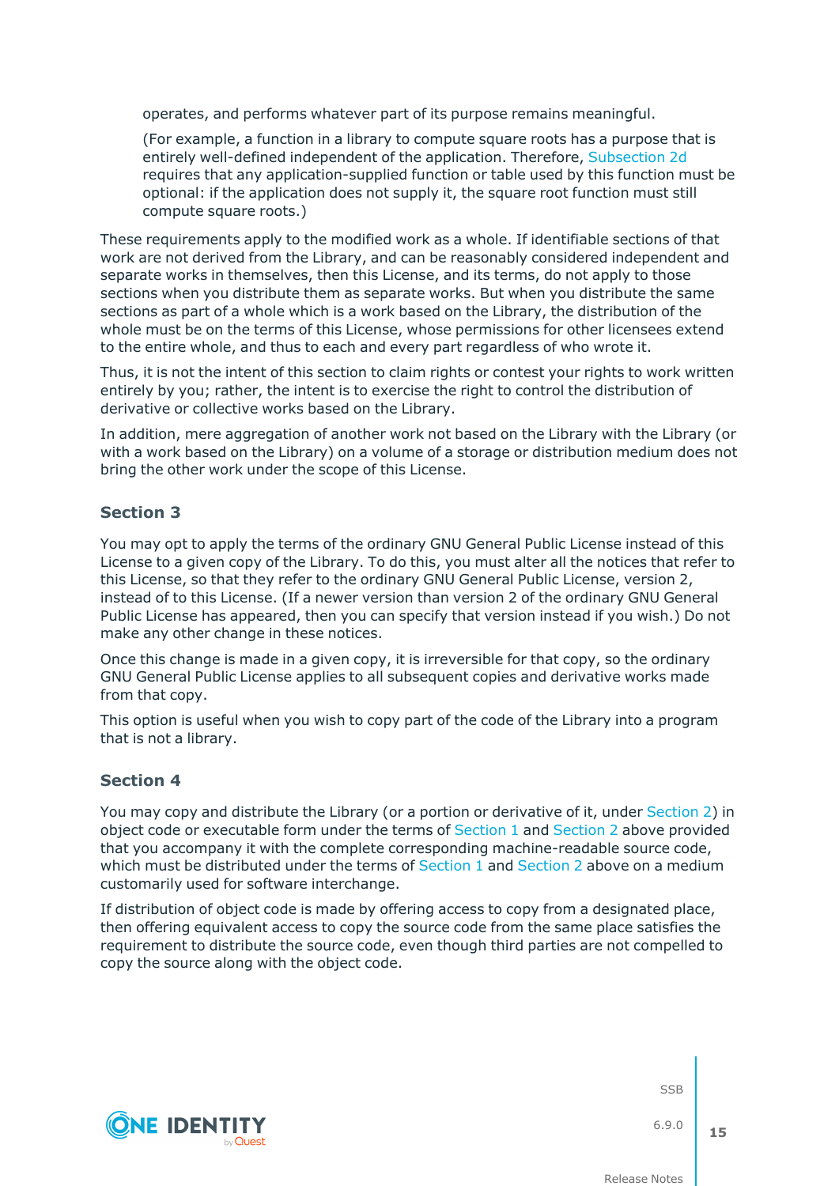operates, and performs whatever part of its purpose remains meaningful.

(For example, a function in a library to compute square roots has a purpose that is entirely well-defined independent of the application. Therefore, Subsection 2d requires that any application-supplied function or table used by this function must be optional: if the application does not supply it, the square root function must still compute square roots.)

These requirements apply to the modified work as a whole. If identifiable sections of that work are not derived from the Library, and can be reasonably considered independent and separate works in themselves, then this License, and its terms, do not apply to those sections when you distribute them as separate works. But when you distribute the same sections as part of a whole which is a work based on the Library, the distribution of the whole must be on the terms of this License, whose permissions for other licensees extend to the entire whole, and thus to each and every part regardless of who wrote it.

Thus, it is not the intent of this section to claim rights or contest your rights to work written entirely by you; rather, the intent is to exercise the right to control the distribution of derivative or collective works based on the Library.

In addition, mere aggregation of another work not based on the Library with the Library (or with a work based on the Library) on a volume of a storage or distribution medium does not bring the other work under the scope of this License.

### Section 3

You may opt to apply the terms of the ordinary GNU General Public License instead of this License to a given copy of the Library. To do this, you must alter all the notices that refer to this License, so that they refer to the ordinary GNU General Public License, version 2, instead of to this License. (If a newer version than version 2 of the ordinary GNU General Public License has appeared, then you can specify that version instead if you wish.) Do not make any other change in these notices.

Once this change is made in a given copy, it is irreversible for that copy, so the ordinary GNU General Public License applies to all subsequent copies and derivative works made from that copy.

This option is useful when you wish to copy part of the code of the Library into a program that is not a library.

### Section 4

You may copy and distribute the Library (or a portion or derivative of it, under Section 2) in object code or executable form under the terms of Section 1 and Section 2 above provided that you accompany it with the complete corresponding machine-readable source code, which must be distributed under the terms of Section 1 and Section 2 above on a medium customarily used for software interchange.

If distribution of object code is made by offering access to copy from a designated place, then offering equivalent access to copy the source code from the same place satisfies the requirement to distribute the source code, even though third parties are not compelled to copy the source along with the object code.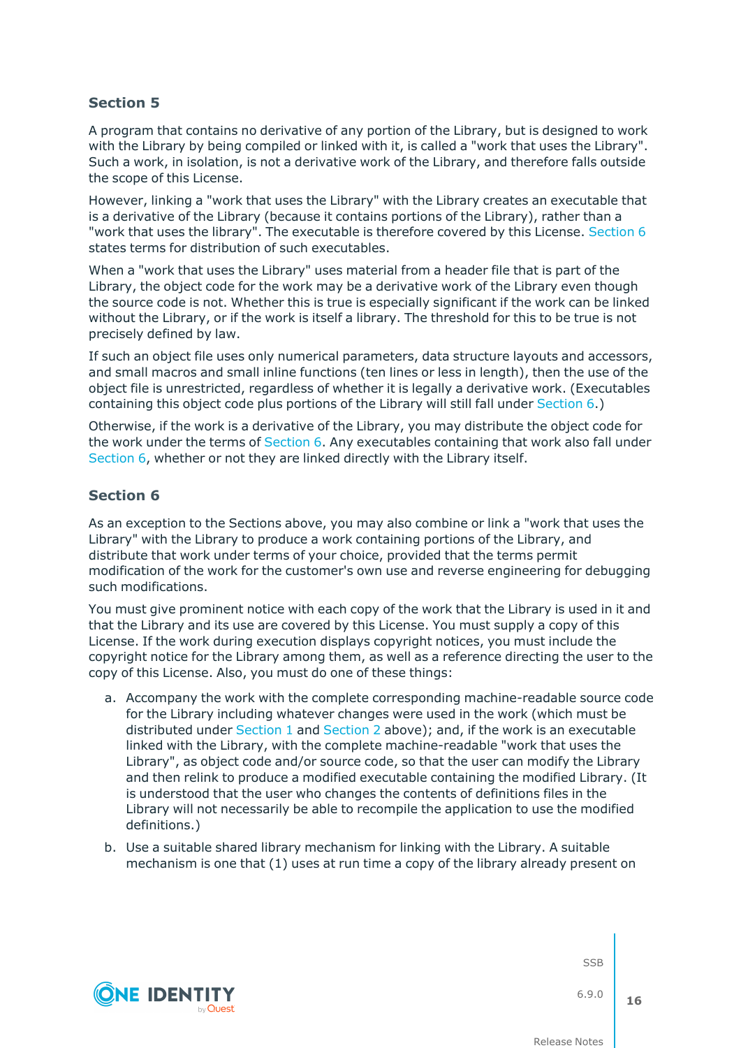### Section 5

A program that contains no derivative of any portion of the Library, but is designed to work with the Library by being compiled or linked with it, is called a "work that uses the Library". Such a work, in isolation, is not a derivative work of the Library, and therefore falls outside the scope of this License.

However, linking a "work that uses the Library" with the Library creates an executable that is a derivative of the Library (because it contains portions of the Library), rather than a "work that uses the library". The executable is therefore covered by this License. Section 6 states terms for distribution of such executables.

When a "work that uses the Library" uses material from a header file that is part of the Library, the object code for the work may be a derivative work of the Library even though the source code is not. Whether this is true is especially significant if the work can be linked without the Library, or if the work is itself a library. The threshold for this to be true is not precisely defined by law.

If such an object file uses only numerical parameters, data structure layouts and accessors, and small macros and small inline functions (ten lines or less in length), then the use of the object file is unrestricted, regardless of whether it is legally a derivative work. (Executables containing this object code plus portions of the Library will still fall under Section 6.)

Otherwise, if the work is a derivative of the Library, you may distribute the object code for the work under the terms of Section 6. Any executables containing that work also fall under Section 6, whether or not they are linked directly with the Library itself.

### Section 6

As an exception to the Sections above, you may also combine or link a "work that uses the Library" with the Library to produce a work containing portions of the Library, and distribute that work under terms of your choice, provided that the terms permit modification of the work for the customer's own use and reverse engineering for debugging such modifications.

You must give prominent notice with each copy of the work that the Library is used in it and that the Library and its use are covered by this License. You must supply a copy of this License. If the work during execution displays copyright notices, you must include the copyright notice for the Library among them, as well as a reference directing the user to the copy of this License. Also, you must do one of these things:

a. Accompany the work with the complete corresponding machine-readable source code for the Library including whatever changes were used in the work (which must be distributed under Section 1 and Section 2 above); and, if the work is an executable linked with the Library, with the complete machine-readable "work that uses the Library", as object code and/or source code, so that the user can modify the Library and then relink to produce a modified executable containing the modified Library. (It is understood that the user who changes the contents of definitions files in the Library will not necessarily be able to recompile the application to use the modified definitions.)

b. Use a suitable shared library mechanism for linking with the Library. A suitable mechanism is one that (1) uses at run time a copy of the library already present on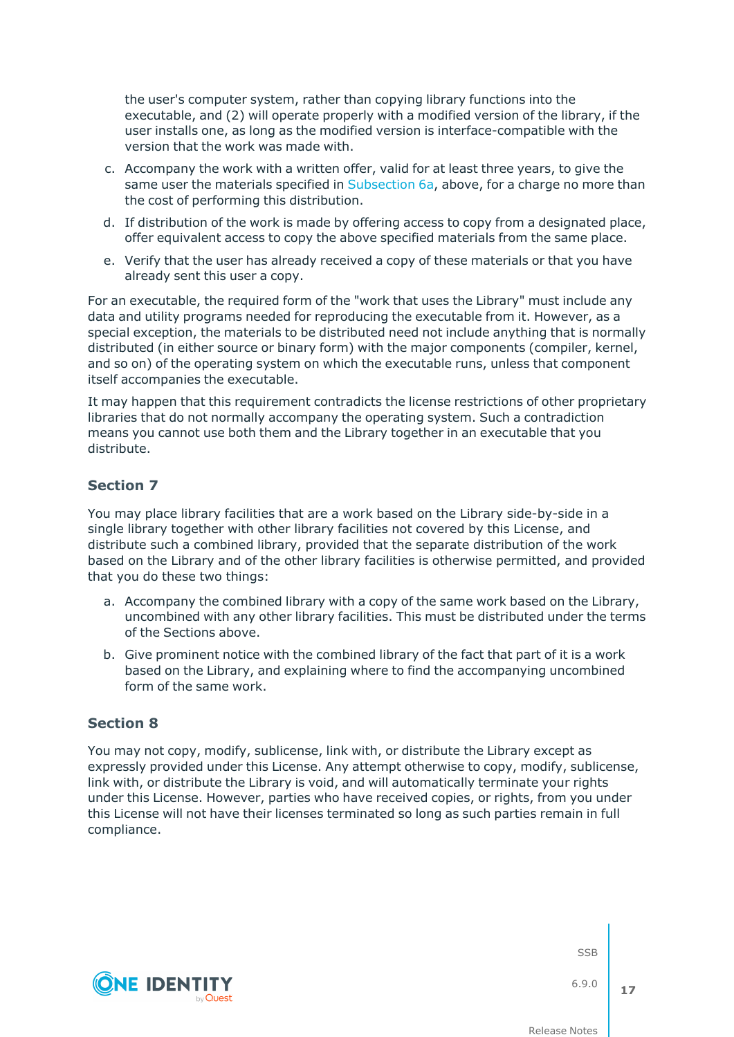the user's computer system, rather than copying library functions into the executable, and (2) will operate properly with a modified version of the library, if the user installs one, as long as the modified version is interface-compatible with the version that the work was made with.

c. Accompany the work with a written offer, valid for at least three years, to give the same user the materials specified in Subsection 6a, above, for a charge no more than the cost of performing this distribution.

d. If distribution of the work is made by offering access to copy from a designated place, offer equivalent access to copy the above specified materials from the same place.

e. Verify that the user has already received a copy of these materials or that you have already sent this user a copy.

For an executable, the required form of the "work that uses the Library" must include any data and utility programs needed for reproducing the executable from it. However, as a special exception, the materials to be distributed need not include anything that is normally distributed (in either source or binary form) with the major components (compiler, kernel, and so on) of the operating system on which the executable runs, unless that component itself accompanies the executable.

It may happen that this requirement contradicts the license restrictions of other proprietary libraries that do not normally accompany the operating system. Such a contradiction means you cannot use both them and the Library together in an executable that you distribute.

### Section 7

You may place library facilities that are a work based on the Library side-by-side in a single library together with other library facilities not covered by this License, and distribute such a combined library, provided that the separate distribution of the work based on the Library and of the other library facilities is otherwise permitted, and provided that you do these two things:

a. Accompany the combined library with a copy of the same work based on the Library, uncombined with any other library facilities. This must be distributed under the terms of the Sections above.

b. Give prominent notice with the combined library of the fact that part of it is a work based on the Library, and explaining where to find the accompanying uncombined form of the same work.

### Section 8

You may not copy, modify, sublicense, link with, or distribute the Library except as expressly provided under this License. Any attempt otherwise to copy, modify, sublicense, link with, or distribute the Library is void, and will automatically terminate your rights under this License. However, parties who have received copies, or rights, from you under this License will not have their licenses terminated so long as such parties remain in full compliance.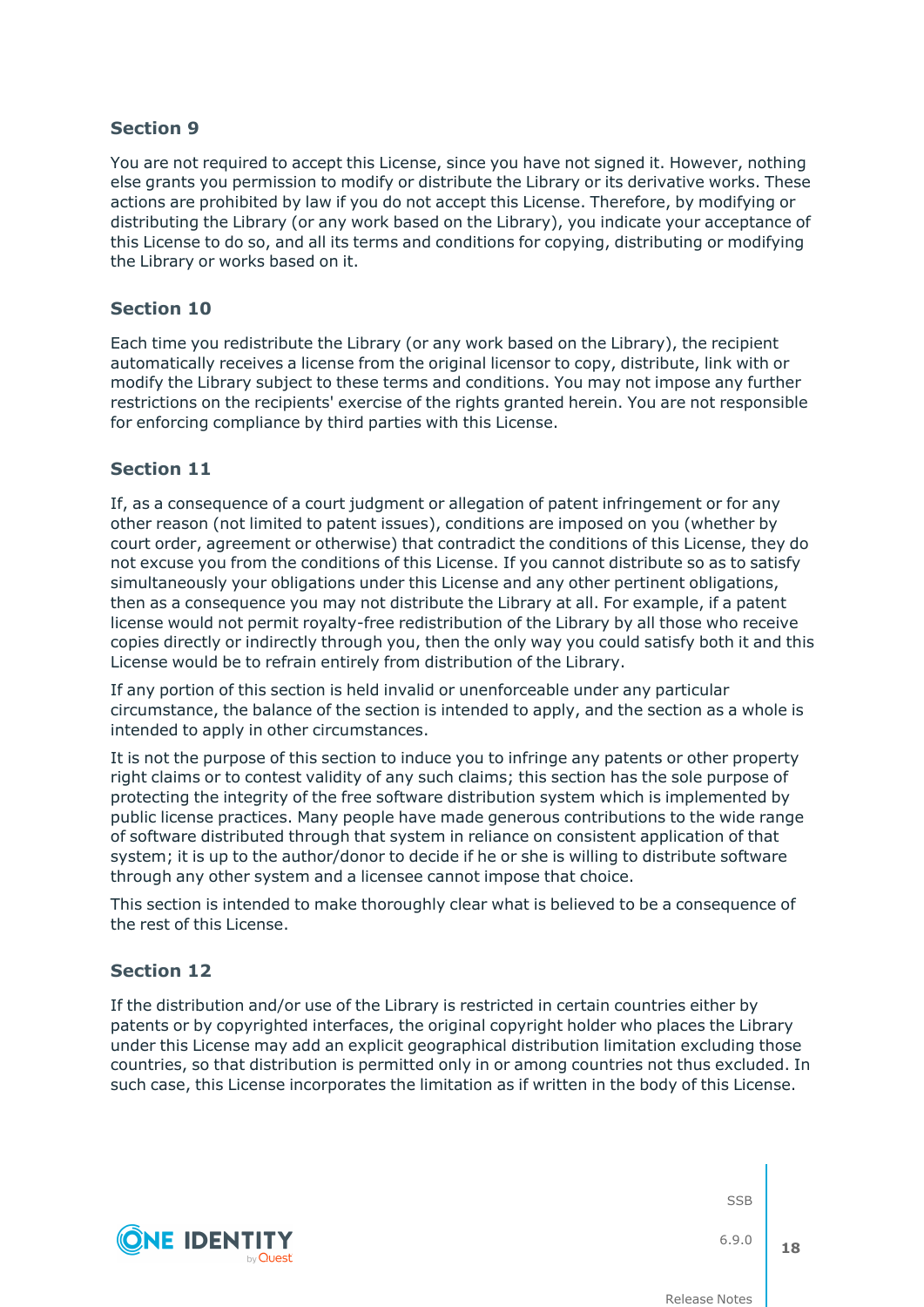### Section 9

You are not required to accept this License, since you have not signed it. However, nothing else grants you permission to modify or distribute the Library or its derivative works. These actions are prohibited by law if you do not accept this License. Therefore, by modifying or distributing the Library (or any work based on the Library), you indicate your acceptance of this License to do so, and all its terms and conditions for copying, distributing or modifying the Library or works based on it.

### Section 10

Each time you redistribute the Library (or any work based on the Library), the recipient automatically receives a license from the original licensor to copy, distribute, link with or modify the Library subject to these terms and conditions. You may not impose any further restrictions on the recipients' exercise of the rights granted herein. You are not responsible for enforcing compliance by third parties with this License.

### Section 11

If, as a consequence of a court judgment or allegation of patent infringement or for any other reason (not limited to patent issues), conditions are imposed on you (whether by court order, agreement or otherwise) that contradict the conditions of this License, they do not excuse you from the conditions of this License. If you cannot distribute so as to satisfy simultaneously your obligations under this License and any other pertinent obligations, then as a consequence you may not distribute the Library at all. For example, if a patent license would not permit royalty-free redistribution of the Library by all those who receive copies directly or indirectly through you, then the only way you could satisfy both it and this License would be to refrain entirely from distribution of the Library.

If any portion of this section is held invalid or unenforceable under any particular circumstance, the balance of the section is intended to apply, and the section as a whole is intended to apply in other circumstances.

It is not the purpose of this section to induce you to infringe any patents or other property right claims or to contest validity of any such claims; this section has the sole purpose of protecting the integrity of the free software distribution system which is implemented by public license practices. Many people have made generous contributions to the wide range of software distributed through that system in reliance on consistent application of that system; it is up to the author/donor to decide if he or she is willing to distribute software through any other system and a licensee cannot impose that choice.

This section is intended to make thoroughly clear what is believed to be a consequence of the rest of this License.

### Section 12

If the distribution and/or use of the Library is restricted in certain countries either by patents or by copyrighted interfaces, the original copyright holder who places the Library under this License may add an explicit geographical distribution limitation excluding those countries, so that distribution is permitted only in or among countries not thus excluded. In such case, this License incorporates the limitation as if written in the body of this License.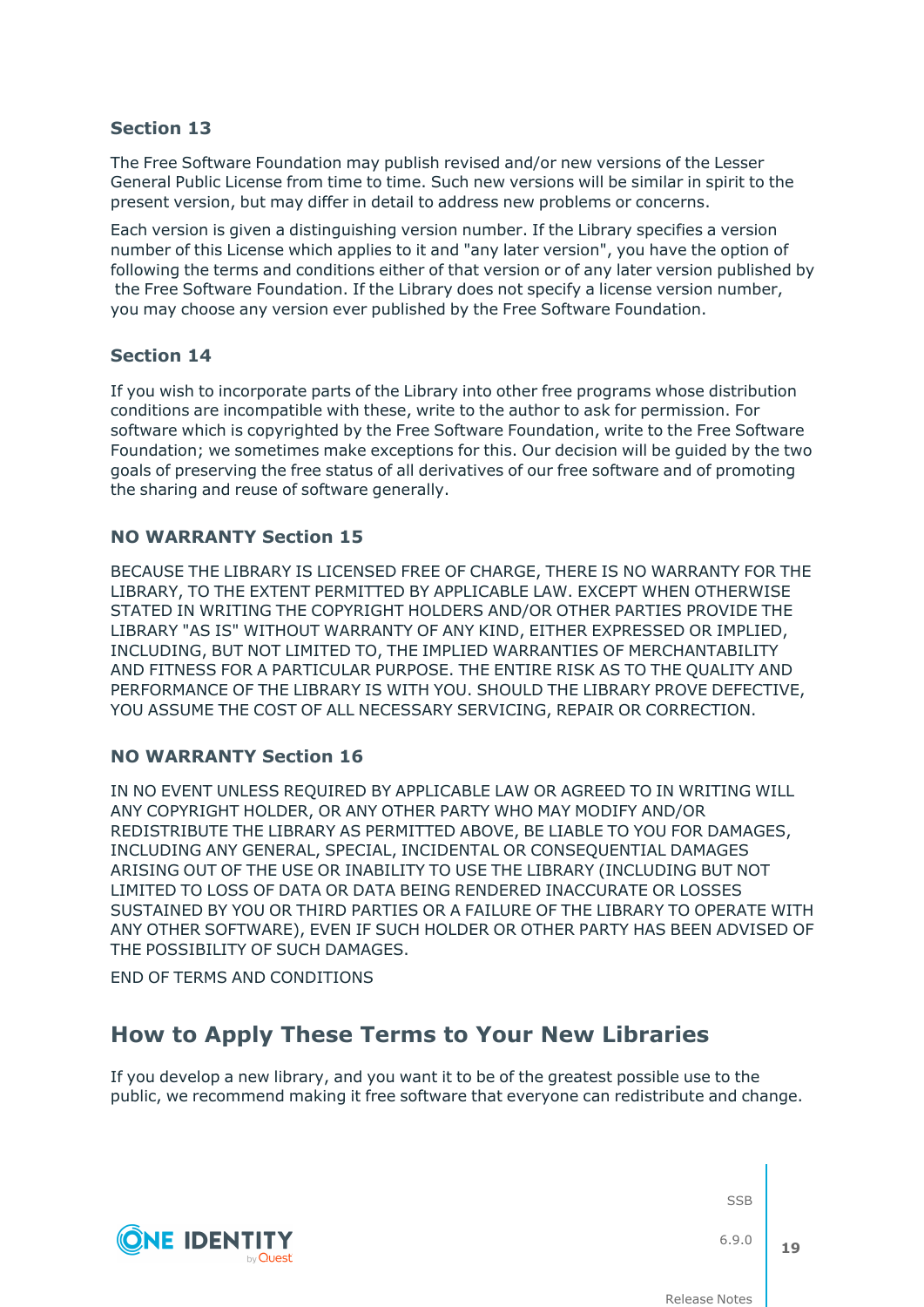### Section 13

The Free Software Foundation may publish revised and/or new versions of the Lesser General Public License from time to time. Such new versions will be similar in spirit to the present version, but may differ in detail to address new problems or concerns.

Each version is given a distinguishing version number. If the Library specifies a version number of this License which applies to it and "any later version", you have the option of following the terms and conditions either of that version or of any later version published by the Free Software Foundation. If the Library does not specify a license version number, you may choose any version ever published by the Free Software Foundation.

### Section 14

If you wish to incorporate parts of the Library into other free programs whose distribution conditions are incompatible with these, write to the author to ask for permission. For software which is copyrighted by the Free Software Foundation, write to the Free Software Foundation; we sometimes make exceptions for this. Our decision will be guided by the two goals of preserving the free status of all derivatives of our free software and of promoting the sharing and reuse of software generally.

### NO WARRANTY Section 15

BECAUSE THE LIBRARY IS LICENSED FREE OF CHARGE, THERE IS NO WARRANTY FOR THE LIBRARY, TO THE EXTENT PERMITTED BY APPLICABLE LAW. EXCEPT WHEN OTHERWISE STATED IN WRITING THE COPYRIGHT HOLDERS AND/OR OTHER PARTIES PROVIDE THE LIBRARY "AS IS" WITHOUT WARRANTY OF ANY KIND, EITHER EXPRESSED OR IMPLIED, INCLUDING, BUT NOT LIMITED TO, THE IMPLIED WARRANTIES OF MERCHANTABILITY AND FITNESS FOR A PARTICULAR PURPOSE. THE ENTIRE RISK AS TO THE QUALITY AND PERFORMANCE OF THE LIBRARY IS WITH YOU. SHOULD THE LIBRARY PROVE DEFECTIVE, YOU ASSUME THE COST OF ALL NECESSARY SERVICING, REPAIR OR CORRECTION.

### NO WARRANTY Section 16

IN NO EVENT UNLESS REQUIRED BY APPLICABLE LAW OR AGREED TO IN WRITING WILL ANY COPYRIGHT HOLDER, OR ANY OTHER PARTY WHO MAY MODIFY AND/OR REDISTRIBUTE THE LIBRARY AS PERMITTED ABOVE, BE LIABLE TO YOU FOR DAMAGES, INCLUDING ANY GENERAL, SPECIAL, INCIDENTAL OR CONSEQUENTIAL DAMAGES ARISING OUT OF THE USE OR INABILITY TO USE THE LIBRARY (INCLUDING BUT NOT LIMITED TO LOSS OF DATA OR DATA BEING RENDERED INACCURATE OR LOSSES SUSTAINED BY YOU OR THIRD PARTIES OR A FAILURE OF THE LIBRARY TO OPERATE WITH ANY OTHER SOFTWARE), EVEN IF SUCH HOLDER OR OTHER PARTY HAS BEEN ADVISED OF THE POSSIBILITY OF SUCH DAMAGES.

END OF TERMS AND CONDITIONS

## How to Apply These Terms to Your New Libraries

If you develop a new library, and you want it to be of the greatest possible use to the public, we recommend making it free software that everyone can redistribute and change.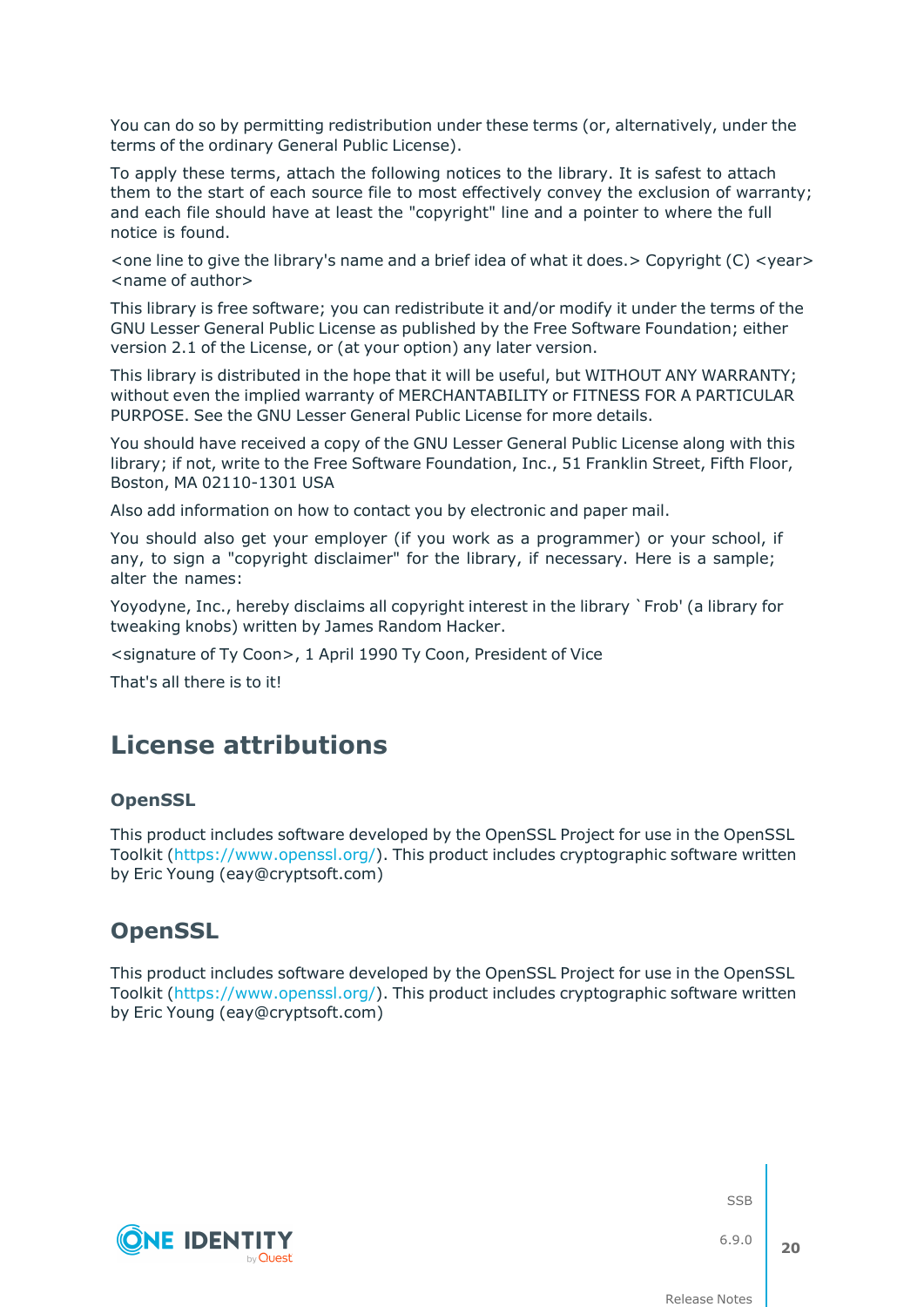You can do so by permitting redistribution under these terms (or, alternatively, under the terms of the ordinary General Public License).

To apply these terms, attach the following notices to the library. It is safest to attach them to the start of each source file to most effectively convey the exclusion of warranty; and each file should have at least the "copyright" line and a pointer to where the full notice is found.

<one line to give the library's name and a brief idea of what it does.> Copyright (C) <year> <name of author>

This library is free software; you can redistribute it and/or modify it under the terms of the GNU Lesser General Public License as published by the Free Software Foundation; either version 2.1 of the License, or (at your option) any later version.

This library is distributed in the hope that it will be useful, but WITHOUT ANY WARRANTY; without even the implied warranty of MERCHANTABILITY or FITNESS FOR A PARTICULAR PURPOSE. See the GNU Lesser General Public License for more details.

You should have received a copy of the GNU Lesser General Public License along with this library; if not, write to the Free Software Foundation, Inc., 51 Franklin Street, Fifth Floor, Boston, MA 02110-1301 USA

Also add information on how to contact you by electronic and paper mail.

You should also get your employer (if you work as a programmer) or your school, if any, to sign a "copyright disclaimer" for the library, if necessary. Here is a sample; alter the names:

Yoyodyne, Inc., hereby disclaims all copyright interest in the library `Frob' (a library for tweaking knobs) written by James Random Hacker.

<signature of Ty Coon>, 1 April 1990 Ty Coon, President of Vice

That's all there is to it!

# License attributions

### OpenSSL

This product includes software developed by the OpenSSL Project for use in the OpenSSL Toolkit (https://www.openssl.org/). This product includes cryptographic software written by Eric Young (eay@cryptsoft.com)

## OpenSSL

This product includes software developed by the OpenSSL Project for use in the OpenSSL Toolkit (https://www.openssl.org/). This product includes cryptographic software written by Eric Young (eay@cryptsoft.com)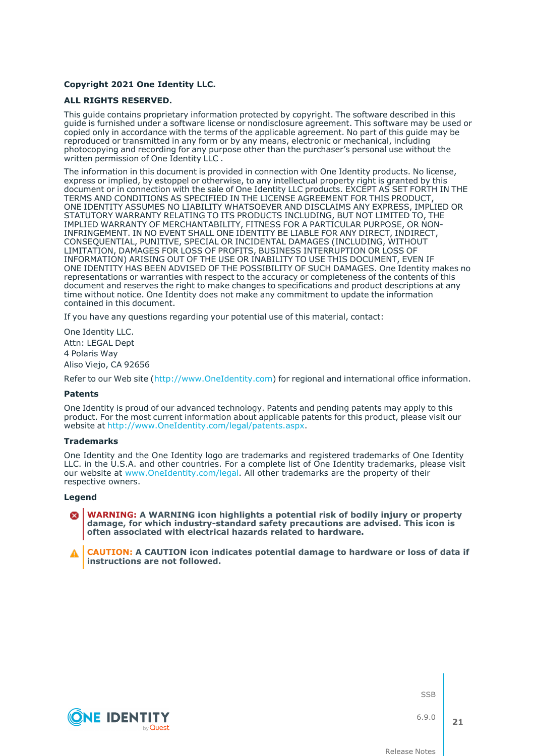**Copyright 2021 One Identity LLC.**

**ALL RIGHTS RESERVED.**

This guide contains proprietary information protected by copyright. The software described in this guide is furnished under a software license or nondisclosure agreement. This software may be used or copied only in accordance with the terms of the applicable agreement. No part of this guide may be reproduced or transmitted in any form or by any means, electronic or mechanical, including photocopying and recording for any purpose other than the purchaser's personal use without the written permission of One Identity LLC .

The information in this document is provided in connection with One Identity products. No license, express or implied, by estoppel or otherwise, to any intellectual property right is granted by this document or in connection with the sale of One Identity LLC products. EXCEPT AS SET FORTH IN THE TERMS AND CONDITIONS AS SPECIFIED IN THE LICENSE AGREEMENT FOR THIS PRODUCT, ONE IDENTITY ASSUMES NO LIABILITY WHATSOEVER AND DISCLAIMS ANY EXPRESS, IMPLIED OR STATUTORY WARRANTY RELATING TO ITS PRODUCTS INCLUDING, BUT NOT LIMITED TO, THE IMPLIED WARRANTY OF MERCHANTABILITY, FITNESS FOR A PARTICULAR PURPOSE, OR NON-INFRINGEMENT. IN NO EVENT SHALL ONE IDENTITY BE LIABLE FOR ANY DIRECT, INDIRECT, CONSEQUENTIAL, PUNITIVE, SPECIAL OR INCIDENTAL DAMAGES (INCLUDING, WITHOUT LIMITATION, DAMAGES FOR LOSS OF PROFITS, BUSINESS INTERRUPTION OR LOSS OF INFORMATION) ARISING OUT OF THE USE OR INABILITY TO USE THIS DOCUMENT, EVEN IF ONE IDENTITY HAS BEEN ADVISED OF THE POSSIBILITY OF SUCH DAMAGES. One Identity makes no representations or warranties with respect to the accuracy or completeness of the contents of this document and reserves the right to make changes to specifications and product descriptions at any time without notice. One Identity does not make any commitment to update the information contained in this document.

If you have any questions regarding your potential use of this material, contact:

One Identity LLC.
Attn: LEGAL Dept
4 Polaris Way
Aliso Viejo, CA 92656

Refer to our Web site (http://www.OneIdentity.com) for regional and international office information.

**Patents**

One Identity is proud of our advanced technology. Patents and pending patents may apply to this product. For the most current information about applicable patents for this product, please visit our website at http://www.OneIdentity.com/legal/patents.aspx.

**Trademarks**

One Identity and the One Identity logo are trademarks and registered trademarks of One Identity LLC. in the U.S.A. and other countries. For a complete list of One Identity trademarks, please visit our website at www.OneIdentity.com/legal. All other trademarks are the property of their respective owners.

**Legend**

**WARNING: A WARNING icon highlights a potential risk of bodily injury or property damage, for which industry-standard safety precautions are advised. This icon is often associated with electrical hazards related to hardware.**

**CAUTION: A CAUTION icon indicates potential damage to hardware or loss of data if instructions are not followed.**